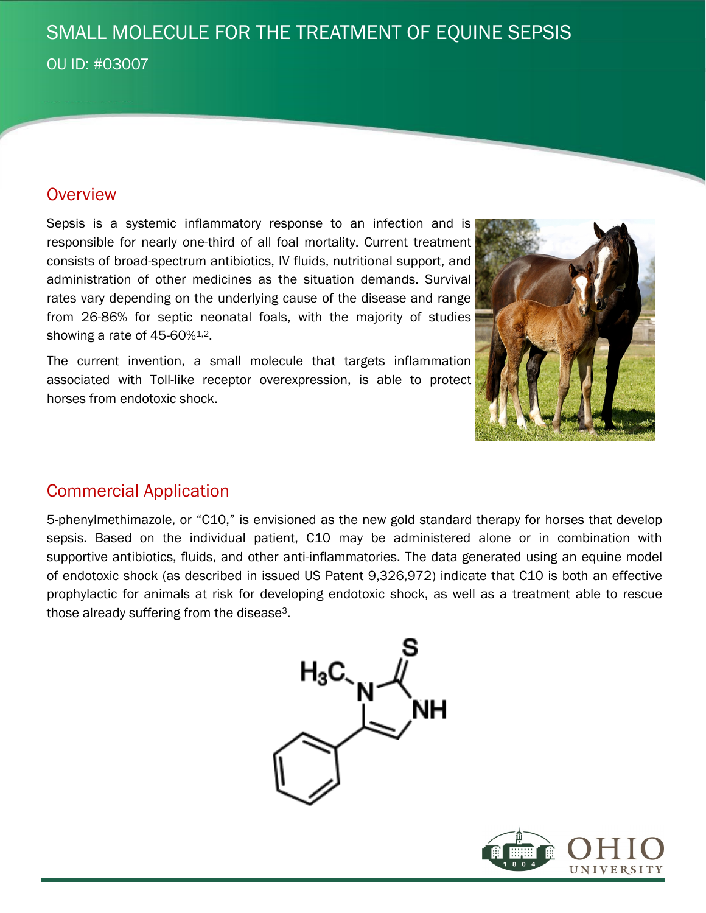# SMALL MOLECULE FOR THE TREATMENT OF EQUINE SEPSIS

OU ID: #03007

## Overview

Sepsis is a systemic inflammatory response to an infection and is responsible for nearly one-third of all foal mortality. Current treatment consists of broad-spectrum antibiotics, IV fluids, nutritional support, and administration of other medicines as the situation demands. Survival rates vary depending on the underlying cause of the disease and range from 26-86% for septic neonatal foals, with the majority of studies showing a rate of 45-60%[1,2].

The current invention, a small molecule that targets inflammation associated with Toll-like receptor overexpression, is able to protect horses from endotoxic shock.

## Commercial Application

5-phenylmethimazole, or "C10," is envisioned as the new gold standard therapy for horses that develop sepsis. Based on the individual patient, C10 may be administered alone or in combination with supportive antibiotics, fluids, and other anti-inflammatories. The data generated using an equine model of endotoxic shock (as described in issued US Patent 9,326,972) indicate that C10 is both an effective prophylactic for animals at risk for developing endotoxic shock, as well as a treatment able to rescue those already suffering from the disease[3].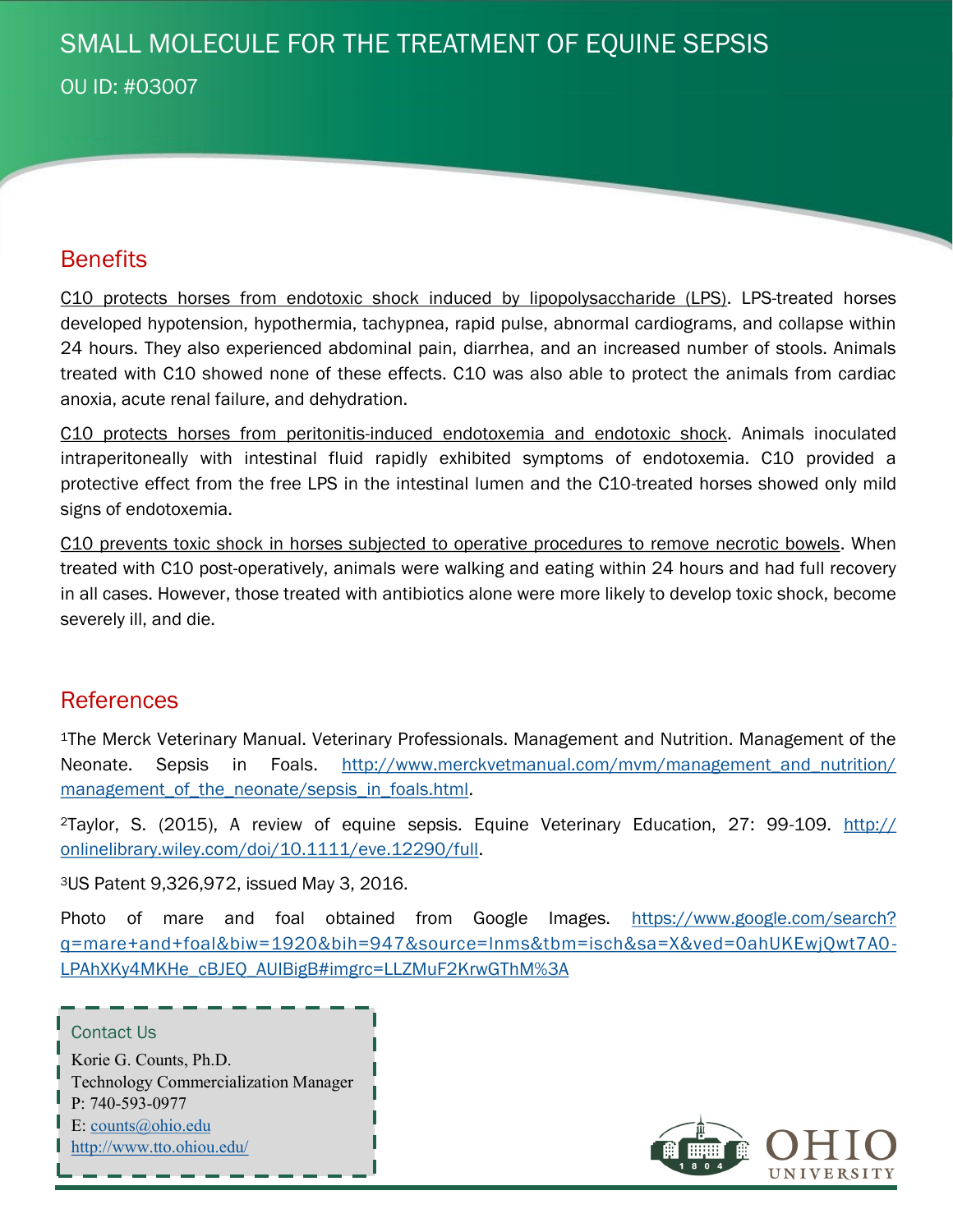# SMALL MOLECULE FOR THE TREATMENT OF EQUINE SEPSIS

OU ID: #03007

## Benefits

C10 protects horses from endotoxic shock induced by lipopolysaccharide (LPS). LPS-treated horses developed hypotension, hypothermia, tachypnea, rapid pulse, abnormal cardiograms, and collapse within 24 hours. They also experienced abdominal pain, diarrhea, and an increased number of stools. Animals treated with C10 showed none of these effects. C10 was also able to protect the animals from cardiac anoxia, acute renal failure, and dehydration.

C10 protects horses from peritonitis-induced endotoxemia and endotoxic shock. Animals inoculated intraperitoneally with intestinal fluid rapidly exhibited symptoms of endotoxemia. C10 provided a protective effect from the free LPS in the intestinal lumen and the C10-treated horses showed only mild signs of endotoxemia.

C10 prevents toxic shock in horses subjected to operative procedures to remove necrotic bowels. When treated with C10 post-operatively, animals were walking and eating within 24 hours and had full recovery in all cases. However, those treated with antibiotics alone were more likely to develop toxic shock, become severely ill, and die.

## References

[1]The Merck Veterinary Manual. Veterinary Professionals. Management and Nutrition. Management of the Neonate. Sepsis in Foals. http://www.merckvetmanual.com/mvm/management_and_nutrition/management_of_the_neonate/sepsis_in_foals.html.

[2]Taylor, S. (2015), A review of equine sepsis. Equine Veterinary Education, 27: 99-109. http://onlinelibrary.wiley.com/doi/10.1111/eve.12290/full.

[3]US Patent 9,326,972, issued May 3, 2016.

Photo of mare and foal obtained from Google Images. https://www.google.com/search?q=mare+and+foal&biw=1920&bih=947&source=lnms&tbm=isch&sa=X&ved=0ahUKEwjQwt7A0-LPAhXKy4MKHe_cBJEQ_AUIBigB#imgrc=LLZMuF2KrwGThM%3A

### Contact Us

Korie G. Counts, Ph.D.
Technology Commercialization Manager
P: 740-593-0977
E: counts@ohio.edu
http://www.tto.ohiou.edu/

OHIO UNIVERSITY